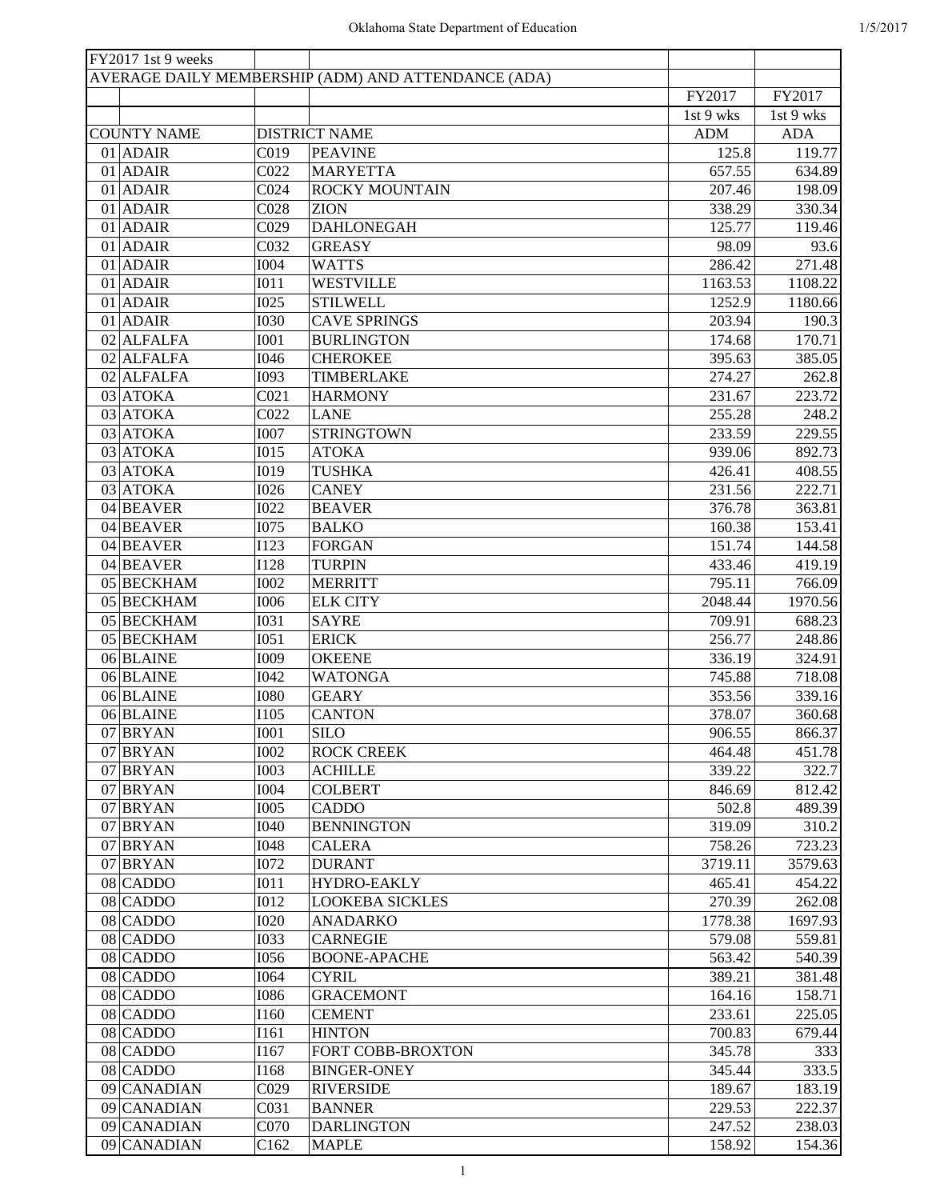| FY2017 1st 9 weeks | | | | | |
|---|---|---|---|---|---|
| AVERAGE DAILY MEMBERSHIP (ADM) AND ATTENDANCE (ADA) | | | | | |
| | | | | FY2017 | FY2017 |
| | | | | 1st 9 wks | 1st 9 wks |
| COUNTY NAME | | DISTRICT NAME | | ADM | ADA |
| 01 | ADAIR | C019 | PEAVINE | 125.8 | 119.77 |
| 01 | ADAIR | C022 | MARYETTA | 657.55 | 634.89 |
| 01 | ADAIR | C024 | ROCKY MOUNTAIN | 207.46 | 198.09 |
| 01 | ADAIR | C028 | ZION | 338.29 | 330.34 |
| 01 | ADAIR | C029 | DAHLONEGAH | 125.77 | 119.46 |
| 01 | ADAIR | C032 | GREASY | 98.09 | 93.6 |
| 01 | ADAIR | I004 | WATTS | 286.42 | 271.48 |
| 01 | ADAIR | I011 | WESTVILLE | 1163.53 | 1108.22 |
| 01 | ADAIR | I025 | STILWELL | 1252.9 | 1180.66 |
| 01 | ADAIR | I030 | CAVE SPRINGS | 203.94 | 190.3 |
| 02 | ALFALFA | I001 | BURLINGTON | 174.68 | 170.71 |
| 02 | ALFALFA | I046 | CHEROKEE | 395.63 | 385.05 |
| 02 | ALFALFA | I093 | TIMBERLAKE | 274.27 | 262.8 |
| 03 | ATOKA | C021 | HARMONY | 231.67 | 223.72 |
| 03 | ATOKA | C022 | LANE | 255.28 | 248.2 |
| 03 | ATOKA | I007 | STRINGTOWN | 233.59 | 229.55 |
| 03 | ATOKA | I015 | ATOKA | 939.06 | 892.73 |
| 03 | ATOKA | I019 | TUSHKA | 426.41 | 408.55 |
| 03 | ATOKA | I026 | CANEY | 231.56 | 222.71 |
| 04 | BEAVER | I022 | BEAVER | 376.78 | 363.81 |
| 04 | BEAVER | I075 | BALKO | 160.38 | 153.41 |
| 04 | BEAVER | I123 | FORGAN | 151.74 | 144.58 |
| 04 | BEAVER | I128 | TURPIN | 433.46 | 419.19 |
| 05 | BECKHAM | I002 | MERRITT | 795.11 | 766.09 |
| 05 | BECKHAM | I006 | ELK CITY | 2048.44 | 1970.56 |
| 05 | BECKHAM | I031 | SAYRE | 709.91 | 688.23 |
| 05 | BECKHAM | I051 | ERICK | 256.77 | 248.86 |
| 06 | BLAINE | I009 | OKEENE | 336.19 | 324.91 |
| 06 | BLAINE | I042 | WATONGA | 745.88 | 718.08 |
| 06 | BLAINE | I080 | GEARY | 353.56 | 339.16 |
| 06 | BLAINE | I105 | CANTON | 378.07 | 360.68 |
| 07 | BRYAN | I001 | SILO | 906.55 | 866.37 |
| 07 | BRYAN | I002 | ROCK CREEK | 464.48 | 451.78 |
| 07 | BRYAN | I003 | ACHILLE | 339.22 | 322.7 |
| 07 | BRYAN | I004 | COLBERT | 846.69 | 812.42 |
| 07 | BRYAN | I005 | CADDO | 502.8 | 489.39 |
| 07 | BRYAN | I040 | BENNINGTON | 319.09 | 310.2 |
| 07 | BRYAN | I048 | CALERA | 758.26 | 723.23 |
| 07 | BRYAN | I072 | DURANT | 3719.11 | 3579.63 |
| 08 | CADDO | I011 | HYDRO-EAKLY | 465.41 | 454.22 |
| 08 | CADDO | I012 | LOOKEBA SICKLES | 270.39 | 262.08 |
| 08 | CADDO | I020 | ANADARKO | 1778.38 | 1697.93 |
| 08 | CADDO | I033 | CARNEGIE | 579.08 | 559.81 |
| 08 | CADDO | I056 | BOONE-APACHE | 563.42 | 540.39 |
| 08 | CADDO | I064 | CYRIL | 389.21 | 381.48 |
| 08 | CADDO | I086 | GRACEMONT | 164.16 | 158.71 |
| 08 | CADDO | I160 | CEMENT | 233.61 | 225.05 |
| 08 | CADDO | I161 | HINTON | 700.83 | 679.44 |
| 08 | CADDO | I167 | FORT COBB-BROXTON | 345.78 | 333 |
| 08 | CADDO | I168 | BINGER-ONEY | 345.44 | 333.5 |
| 09 | CANADIAN | C029 | RIVERSIDE | 189.67 | 183.19 |
| 09 | CANADIAN | C031 | BANNER | 229.53 | 222.37 |
| 09 | CANADIAN | C070 | DARLINGTON | 247.52 | 238.03 |
| 09 | CANADIAN | C162 | MAPLE | 158.92 | 154.36 |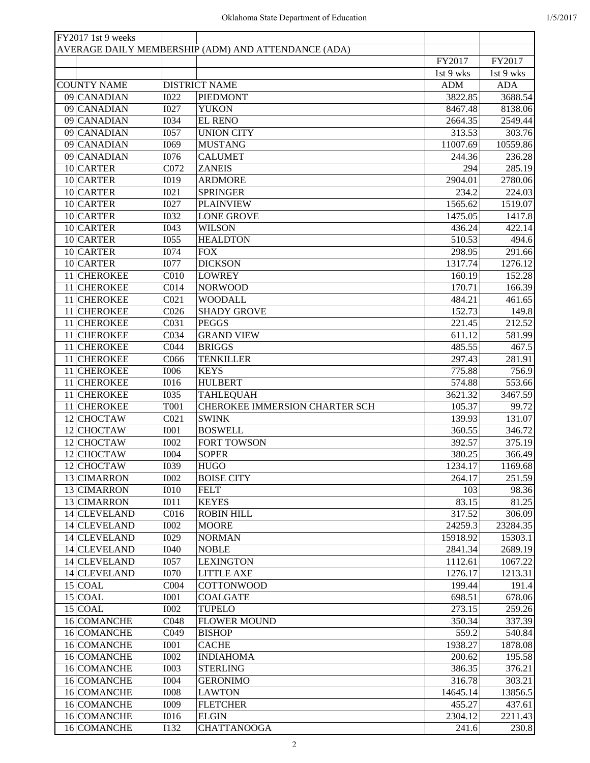| FY2017 1st 9 weeks | | | | |
|---|---|---|---|---|
| AVERAGE DAILY MEMBERSHIP (ADM) AND ATTENDANCE (ADA) | | | | |
| | | | FY2017 | FY2017 |
| | | | 1st 9 wks | 1st 9 wks |
| COUNTY NAME | DISTRICT NAME | | ADM | ADA |
| 09 CANADIAN | I022 | PIEDMONT | 3822.85 | 3688.54 |
| 09 CANADIAN | I027 | YUKON | 8467.48 | 8138.06 |
| 09 CANADIAN | I034 | EL RENO | 2664.35 | 2549.44 |
| 09 CANADIAN | I057 | UNION CITY | 313.53 | 303.76 |
| 09 CANADIAN | I069 | MUSTANG | 11007.69 | 10559.86 |
| 09 CANADIAN | I076 | CALUMET | 244.36 | 236.28 |
| 10 CARTER | C072 | ZANEIS | 294 | 285.19 |
| 10 CARTER | I019 | ARDMORE | 2904.01 | 2780.06 |
| 10 CARTER | I021 | SPRINGER | 234.2 | 224.03 |
| 10 CARTER | I027 | PLAINVIEW | 1565.62 | 1519.07 |
| 10 CARTER | I032 | LONE GROVE | 1475.05 | 1417.8 |
| 10 CARTER | I043 | WILSON | 436.24 | 422.14 |
| 10 CARTER | I055 | HEALDTON | 510.53 | 494.6 |
| 10 CARTER | I074 | FOX | 298.95 | 291.66 |
| 10 CARTER | I077 | DICKSON | 1317.74 | 1276.12 |
| 11 CHEROKEE | C010 | LOWREY | 160.19 | 152.28 |
| 11 CHEROKEE | C014 | NORWOOD | 170.71 | 166.39 |
| 11 CHEROKEE | C021 | WOODALL | 484.21 | 461.65 |
| 11 CHEROKEE | C026 | SHADY GROVE | 152.73 | 149.8 |
| 11 CHEROKEE | C031 | PEGGS | 221.45 | 212.52 |
| 11 CHEROKEE | C034 | GRAND VIEW | 611.12 | 581.99 |
| 11 CHEROKEE | C044 | BRIGGS | 485.55 | 467.5 |
| 11 CHEROKEE | C066 | TENKILLER | 297.43 | 281.91 |
| 11 CHEROKEE | I006 | KEYS | 775.88 | 756.9 |
| 11 CHEROKEE | I016 | HULBERT | 574.88 | 553.66 |
| 11 CHEROKEE | I035 | TAHLEQUAH | 3621.32 | 3467.59 |
| 11 CHEROKEE | T001 | CHEROKEE IMMERSION CHARTER SCH | 105.37 | 99.72 |
| 12 CHOCTAW | C021 | SWINK | 139.93 | 131.07 |
| 12 CHOCTAW | I001 | BOSWELL | 360.55 | 346.72 |
| 12 CHOCTAW | I002 | FORT TOWSON | 392.57 | 375.19 |
| 12 CHOCTAW | I004 | SOPER | 380.25 | 366.49 |
| 12 CHOCTAW | I039 | HUGO | 1234.17 | 1169.68 |
| 13 CIMARRON | I002 | BOISE CITY | 264.17 | 251.59 |
| 13 CIMARRON | I010 | FELT | 103 | 98.36 |
| 13 CIMARRON | I011 | KEYES | 83.15 | 81.25 |
| 14 CLEVELAND | C016 | ROBIN HILL | 317.52 | 306.09 |
| 14 CLEVELAND | I002 | MOORE | 24259.3 | 23284.35 |
| 14 CLEVELAND | I029 | NORMAN | 15918.92 | 15303.1 |
| 14 CLEVELAND | I040 | NOBLE | 2841.34 | 2689.19 |
| 14 CLEVELAND | I057 | LEXINGTON | 1112.61 | 1067.22 |
| 14 CLEVELAND | I070 | LITTLE AXE | 1276.17 | 1213.31 |
| 15 COAL | C004 | COTTONWOOD | 199.44 | 191.4 |
| 15 COAL | I001 | COALGATE | 698.51 | 678.06 |
| 15 COAL | I002 | TUPELO | 273.15 | 259.26 |
| 16 COMANCHE | C048 | FLOWER MOUND | 350.34 | 337.39 |
| 16 COMANCHE | C049 | BISHOP | 559.2 | 540.84 |
| 16 COMANCHE | I001 | CACHE | 1938.27 | 1878.08 |
| 16 COMANCHE | I002 | INDIAHOMA | 200.62 | 195.58 |
| 16 COMANCHE | I003 | STERLING | 386.35 | 376.21 |
| 16 COMANCHE | I004 | GERONIMO | 316.78 | 303.21 |
| 16 COMANCHE | I008 | LAWTON | 14645.14 | 13856.5 |
| 16 COMANCHE | I009 | FLETCHER | 455.27 | 437.61 |
| 16 COMANCHE | I016 | ELGIN | 2304.12 | 2211.43 |
| 16 COMANCHE | I132 | CHATTANOOGA | 241.6 | 230.8 |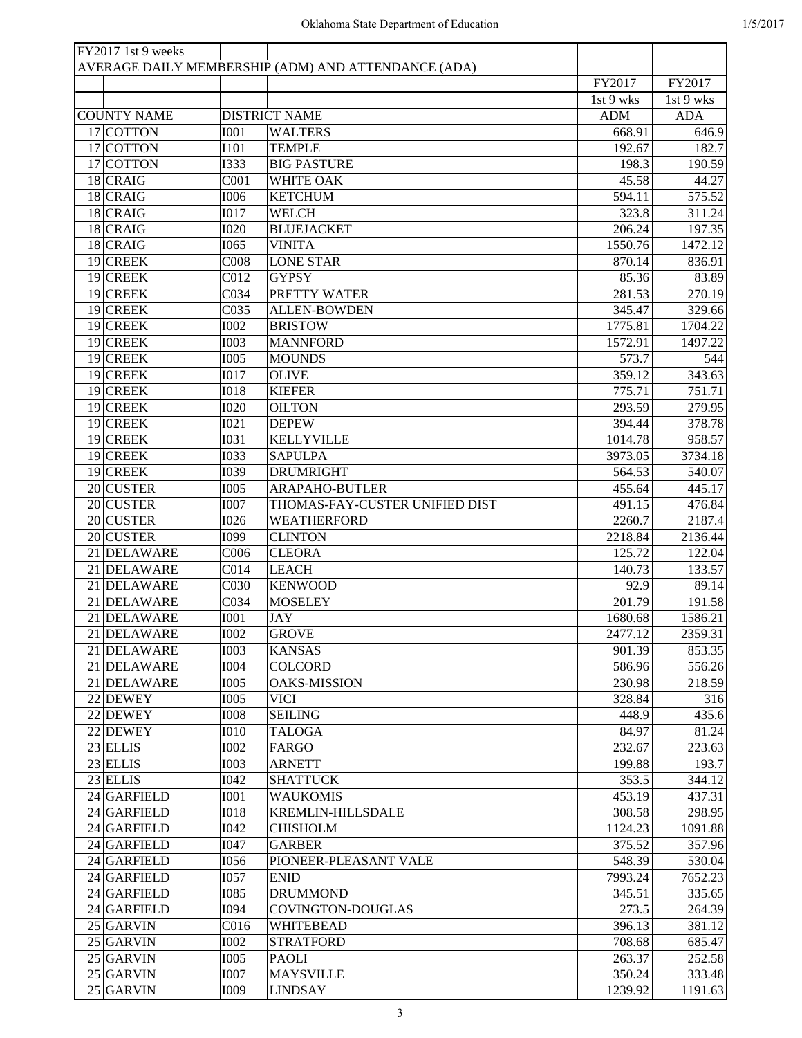| FY2017 1st 9 weeks | | | | | |
|---|---|---|---|---|---|
| AVERAGE DAILY MEMBERSHIP (ADM) AND ATTENDANCE (ADA) | | | | | |
| | | | | FY2017 | FY2017 |
| | | | | 1st 9 wks | 1st 9 wks |
| COUNTY NAME | | DISTRICT NAME | | ADM | ADA |
| 17 | COTTON | I001 | WALTERS | 668.91 | 646.9 |
| 17 | COTTON | I101 | TEMPLE | 192.67 | 182.7 |
| 17 | COTTON | I333 | BIG PASTURE | 198.3 | 190.59 |
| 18 | CRAIG | C001 | WHITE OAK | 45.58 | 44.27 |
| 18 | CRAIG | I006 | KETCHUM | 594.11 | 575.52 |
| 18 | CRAIG | I017 | WELCH | 323.8 | 311.24 |
| 18 | CRAIG | I020 | BLUEJACKET | 206.24 | 197.35 |
| 18 | CRAIG | I065 | VINITA | 1550.76 | 1472.12 |
| 19 | CREEK | C008 | LONE STAR | 870.14 | 836.91 |
| 19 | CREEK | C012 | GYPSY | 85.36 | 83.89 |
| 19 | CREEK | C034 | PRETTY WATER | 281.53 | 270.19 |
| 19 | CREEK | C035 | ALLEN-BOWDEN | 345.47 | 329.66 |
| 19 | CREEK | I002 | BRISTOW | 1775.81 | 1704.22 |
| 19 | CREEK | I003 | MANNFORD | 1572.91 | 1497.22 |
| 19 | CREEK | I005 | MOUNDS | 573.7 | 544 |
| 19 | CREEK | I017 | OLIVE | 359.12 | 343.63 |
| 19 | CREEK | I018 | KIEFER | 775.71 | 751.71 |
| 19 | CREEK | I020 | OILTON | 293.59 | 279.95 |
| 19 | CREEK | I021 | DEPEW | 394.44 | 378.78 |
| 19 | CREEK | I031 | KELLYVILLE | 1014.78 | 958.57 |
| 19 | CREEK | I033 | SAPULPA | 3973.05 | 3734.18 |
| 19 | CREEK | I039 | DRUMRIGHT | 564.53 | 540.07 |
| 20 | CUSTER | I005 | ARAPAHO-BUTLER | 455.64 | 445.17 |
| 20 | CUSTER | I007 | THOMAS-FAY-CUSTER UNIFIED DIST | 491.15 | 476.84 |
| 20 | CUSTER | I026 | WEATHERFORD | 2260.7 | 2187.4 |
| 20 | CUSTER | I099 | CLINTON | 2218.84 | 2136.44 |
| 21 | DELAWARE | C006 | CLEORA | 125.72 | 122.04 |
| 21 | DELAWARE | C014 | LEACH | 140.73 | 133.57 |
| 21 | DELAWARE | C030 | KENWOOD | 92.9 | 89.14 |
| 21 | DELAWARE | C034 | MOSELEY | 201.79 | 191.58 |
| 21 | DELAWARE | I001 | JAY | 1680.68 | 1586.21 |
| 21 | DELAWARE | I002 | GROVE | 2477.12 | 2359.31 |
| 21 | DELAWARE | I003 | KANSAS | 901.39 | 853.35 |
| 21 | DELAWARE | I004 | COLCORD | 586.96 | 556.26 |
| 21 | DELAWARE | I005 | OAKS-MISSION | 230.98 | 218.59 |
| 22 | DEWEY | I005 | VICI | 328.84 | 316 |
| 22 | DEWEY | I008 | SEILING | 448.9 | 435.6 |
| 22 | DEWEY | I010 | TALOGA | 84.97 | 81.24 |
| 23 | ELLIS | I002 | FARGO | 232.67 | 223.63 |
| 23 | ELLIS | I003 | ARNETT | 199.88 | 193.7 |
| 23 | ELLIS | I042 | SHATTUCK | 353.5 | 344.12 |
| 24 | GARFIELD | I001 | WAUKOMIS | 453.19 | 437.31 |
| 24 | GARFIELD | I018 | KREMLIN-HILLSDALE | 308.58 | 298.95 |
| 24 | GARFIELD | I042 | CHISHOLM | 1124.23 | 1091.88 |
| 24 | GARFIELD | I047 | GARBER | 375.52 | 357.96 |
| 24 | GARFIELD | I056 | PIONEER-PLEASANT VALE | 548.39 | 530.04 |
| 24 | GARFIELD | I057 | ENID | 7993.24 | 7652.23 |
| 24 | GARFIELD | I085 | DRUMMOND | 345.51 | 335.65 |
| 24 | GARFIELD | I094 | COVINGTON-DOUGLAS | 273.5 | 264.39 |
| 25 | GARVIN | C016 | WHITEBEAD | 396.13 | 381.12 |
| 25 | GARVIN | I002 | STRATFORD | 708.68 | 685.47 |
| 25 | GARVIN | I005 | PAOLI | 263.37 | 252.58 |
| 25 | GARVIN | I007 | MAYSVILLE | 350.24 | 333.48 |
| 25 | GARVIN | I009 | LINDSAY | 1239.92 | 1191.63 |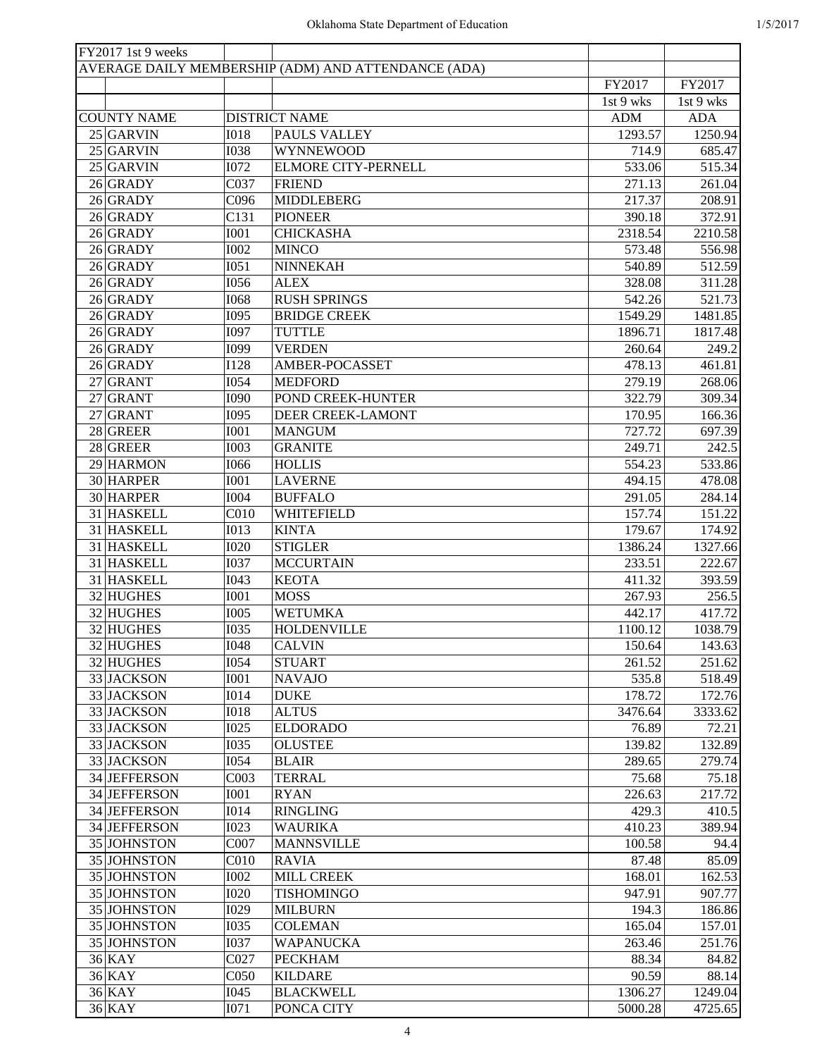| FY2017 1st 9 weeks | | | | | |
|---|---|---|---|---|---|
| AVERAGE DAILY MEMBERSHIP (ADM) AND ATTENDANCE (ADA) | | | | | |
| | | | | FY2017 | FY2017 |
| | | | | 1st 9 wks | 1st 9 wks |
| COUNTY NAME | | DISTRICT NAME | | ADM | ADA |
| 25 | GARVIN | I018 | PAULS VALLEY | 1293.57 | 1250.94 |
| 25 | GARVIN | I038 | WYNNEWOOD | 714.9 | 685.47 |
| 25 | GARVIN | I072 | ELMORE CITY-PERNELL | 533.06 | 515.34 |
| 26 | GRADY | C037 | FRIEND | 271.13 | 261.04 |
| 26 | GRADY | C096 | MIDDLEBERG | 217.37 | 208.91 |
| 26 | GRADY | C131 | PIONEER | 390.18 | 372.91 |
| 26 | GRADY | I001 | CHICKASHA | 2318.54 | 2210.58 |
| 26 | GRADY | I002 | MINCO | 573.48 | 556.98 |
| 26 | GRADY | I051 | NINNEKAH | 540.89 | 512.59 |
| 26 | GRADY | I056 | ALEX | 328.08 | 311.28 |
| 26 | GRADY | I068 | RUSH SPRINGS | 542.26 | 521.73 |
| 26 | GRADY | I095 | BRIDGE CREEK | 1549.29 | 1481.85 |
| 26 | GRADY | I097 | TUTTLE | 1896.71 | 1817.48 |
| 26 | GRADY | I099 | VERDEN | 260.64 | 249.2 |
| 26 | GRADY | I128 | AMBER-POCASSET | 478.13 | 461.81 |
| 27 | GRANT | I054 | MEDFORD | 279.19 | 268.06 |
| 27 | GRANT | I090 | POND CREEK-HUNTER | 322.79 | 309.34 |
| 27 | GRANT | I095 | DEER CREEK-LAMONT | 170.95 | 166.36 |
| 28 | GREER | I001 | MANGUM | 727.72 | 697.39 |
| 28 | GREER | I003 | GRANITE | 249.71 | 242.5 |
| 29 | HARMON | I066 | HOLLIS | 554.23 | 533.86 |
| 30 | HARPER | I001 | LAVERNE | 494.15 | 478.08 |
| 30 | HARPER | I004 | BUFFALO | 291.05 | 284.14 |
| 31 | HASKELL | C010 | WHITEFIELD | 157.74 | 151.22 |
| 31 | HASKELL | I013 | KINTA | 179.67 | 174.92 |
| 31 | HASKELL | I020 | STIGLER | 1386.24 | 1327.66 |
| 31 | HASKELL | I037 | MCCURTAIN | 233.51 | 222.67 |
| 31 | HASKELL | I043 | KEOTA | 411.32 | 393.59 |
| 32 | HUGHES | I001 | MOSS | 267.93 | 256.5 |
| 32 | HUGHES | I005 | WETUMKA | 442.17 | 417.72 |
| 32 | HUGHES | I035 | HOLDENVILLE | 1100.12 | 1038.79 |
| 32 | HUGHES | I048 | CALVIN | 150.64 | 143.63 |
| 32 | HUGHES | I054 | STUART | 261.52 | 251.62 |
| 33 | JACKSON | I001 | NAVAJO | 535.8 | 518.49 |
| 33 | JACKSON | I014 | DUKE | 178.72 | 172.76 |
| 33 | JACKSON | I018 | ALTUS | 3476.64 | 3333.62 |
| 33 | JACKSON | I025 | ELDORADO | 76.89 | 72.21 |
| 33 | JACKSON | I035 | OLUSTEE | 139.82 | 132.89 |
| 33 | JACKSON | I054 | BLAIR | 289.65 | 279.74 |
| 34 | JEFFERSON | C003 | TERRAL | 75.68 | 75.18 |
| 34 | JEFFERSON | I001 | RYAN | 226.63 | 217.72 |
| 34 | JEFFERSON | I014 | RINGLING | 429.3 | 410.5 |
| 34 | JEFFERSON | I023 | WAURIKA | 410.23 | 389.94 |
| 35 | JOHNSTON | C007 | MANNSVILLE | 100.58 | 94.4 |
| 35 | JOHNSTON | C010 | RAVIA | 87.48 | 85.09 |
| 35 | JOHNSTON | I002 | MILL CREEK | 168.01 | 162.53 |
| 35 | JOHNSTON | I020 | TISHOMINGO | 947.91 | 907.77 |
| 35 | JOHNSTON | I029 | MILBURN | 194.3 | 186.86 |
| 35 | JOHNSTON | I035 | COLEMAN | 165.04 | 157.01 |
| 35 | JOHNSTON | I037 | WAPANUCKA | 263.46 | 251.76 |
| 36 | KAY | C027 | PECKHAM | 88.34 | 84.82 |
| 36 | KAY | C050 | KILDARE | 90.59 | 88.14 |
| 36 | KAY | I045 | BLACKWELL | 1306.27 | 1249.04 |
| 36 | KAY | I071 | PONCA CITY | 5000.28 | 4725.65 |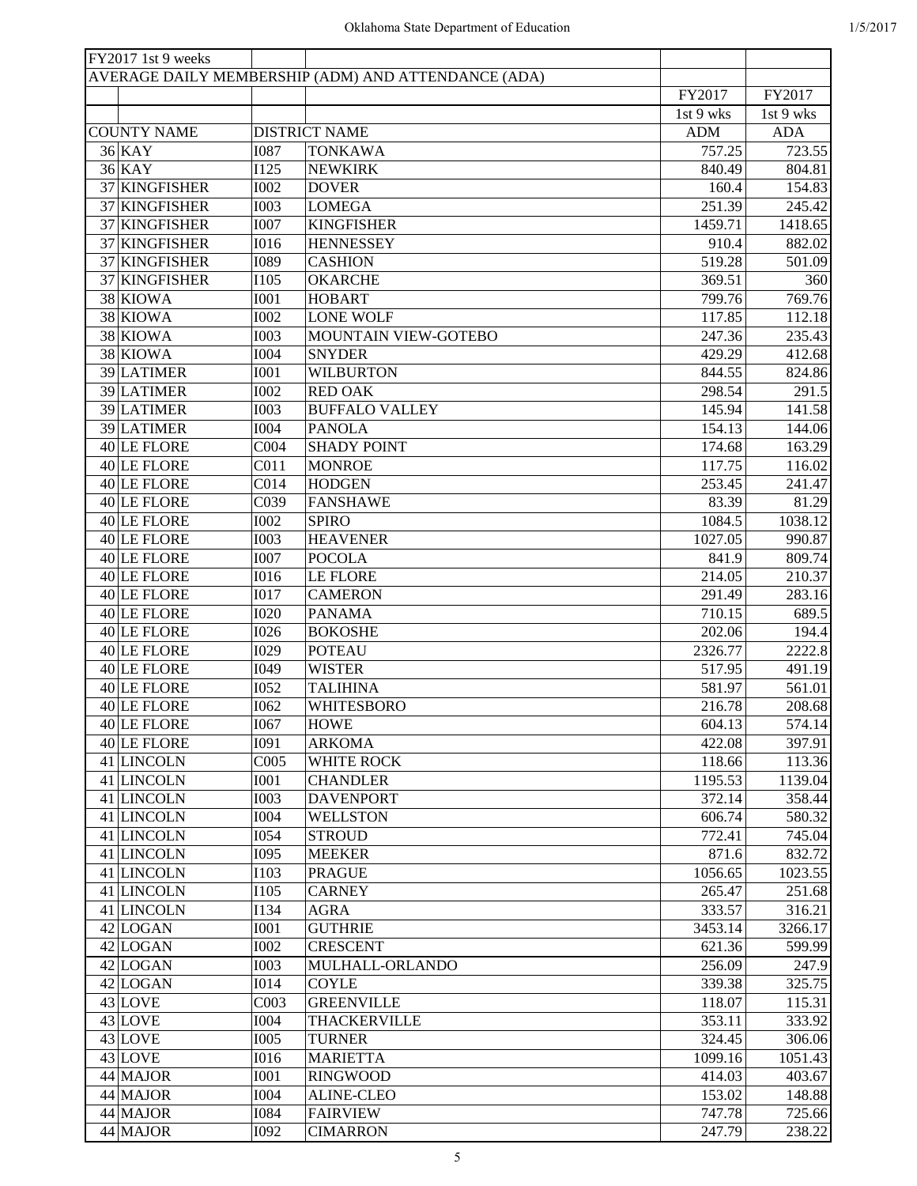| FY2017 1st 9 weeks | | | | |
|---|---|---|---|---|
| AVERAGE DAILY MEMBERSHIP (ADM) AND ATTENDANCE (ADA) | | | | |
| | | | FY2017 | FY2017 |
| | | | 1st 9 wks | 1st 9 wks |
| COUNTY NAME | | DISTRICT NAME | ADM | ADA |
| 36 KAY | I087 | TONKAWA | 757.25 | 723.55 |
| 36 KAY | I125 | NEWKIRK | 840.49 | 804.81 |
| 37 KINGFISHER | I002 | DOVER | 160.4 | 154.83 |
| 37 KINGFISHER | I003 | LOMEGA | 251.39 | 245.42 |
| 37 KINGFISHER | I007 | KINGFISHER | 1459.71 | 1418.65 |
| 37 KINGFISHER | I016 | HENNESSEY | 910.4 | 882.02 |
| 37 KINGFISHER | I089 | CASHION | 519.28 | 501.09 |
| 37 KINGFISHER | I105 | OKARCHE | 369.51 | 360 |
| 38 KIOWA | I001 | HOBART | 799.76 | 769.76 |
| 38 KIOWA | I002 | LONE WOLF | 117.85 | 112.18 |
| 38 KIOWA | I003 | MOUNTAIN VIEW-GOTEBO | 247.36 | 235.43 |
| 38 KIOWA | I004 | SNYDER | 429.29 | 412.68 |
| 39 LATIMER | I001 | WILBURTON | 844.55 | 824.86 |
| 39 LATIMER | I002 | RED OAK | 298.54 | 291.5 |
| 39 LATIMER | I003 | BUFFALO VALLEY | 145.94 | 141.58 |
| 39 LATIMER | I004 | PANOLA | 154.13 | 144.06 |
| 40 LE FLORE | C004 | SHADY POINT | 174.68 | 163.29 |
| 40 LE FLORE | C011 | MONROE | 117.75 | 116.02 |
| 40 LE FLORE | C014 | HODGEN | 253.45 | 241.47 |
| 40 LE FLORE | C039 | FANSHAWE | 83.39 | 81.29 |
| 40 LE FLORE | I002 | SPIRO | 1084.5 | 1038.12 |
| 40 LE FLORE | I003 | HEAVENER | 1027.05 | 990.87 |
| 40 LE FLORE | I007 | POCOLA | 841.9 | 809.74 |
| 40 LE FLORE | I016 | LE FLORE | 214.05 | 210.37 |
| 40 LE FLORE | I017 | CAMERON | 291.49 | 283.16 |
| 40 LE FLORE | I020 | PANAMA | 710.15 | 689.5 |
| 40 LE FLORE | I026 | BOKOSHE | 202.06 | 194.4 |
| 40 LE FLORE | I029 | POTEAU | 2326.77 | 2222.8 |
| 40 LE FLORE | I049 | WISTER | 517.95 | 491.19 |
| 40 LE FLORE | I052 | TALIHINA | 581.97 | 561.01 |
| 40 LE FLORE | I062 | WHITESBORO | 216.78 | 208.68 |
| 40 LE FLORE | I067 | HOWE | 604.13 | 574.14 |
| 40 LE FLORE | I091 | ARKOMA | 422.08 | 397.91 |
| 41 LINCOLN | C005 | WHITE ROCK | 118.66 | 113.36 |
| 41 LINCOLN | I001 | CHANDLER | 1195.53 | 1139.04 |
| 41 LINCOLN | I003 | DAVENPORT | 372.14 | 358.44 |
| 41 LINCOLN | I004 | WELLSTON | 606.74 | 580.32 |
| 41 LINCOLN | I054 | STROUD | 772.41 | 745.04 |
| 41 LINCOLN | I095 | MEEKER | 871.6 | 832.72 |
| 41 LINCOLN | I103 | PRAGUE | 1056.65 | 1023.55 |
| 41 LINCOLN | I105 | CARNEY | 265.47 | 251.68 |
| 41 LINCOLN | I134 | AGRA | 333.57 | 316.21 |
| 42 LOGAN | I001 | GUTHRIE | 3453.14 | 3266.17 |
| 42 LOGAN | I002 | CRESCENT | 621.36 | 599.99 |
| 42 LOGAN | I003 | MULHALL-ORLANDO | 256.09 | 247.9 |
| 42 LOGAN | I014 | COYLE | 339.38 | 325.75 |
| 43 LOVE | C003 | GREENVILLE | 118.07 | 115.31 |
| 43 LOVE | I004 | THACKERVILLE | 353.11 | 333.92 |
| 43 LOVE | I005 | TURNER | 324.45 | 306.06 |
| 43 LOVE | I016 | MARIETTA | 1099.16 | 1051.43 |
| 44 MAJOR | I001 | RINGWOOD | 414.03 | 403.67 |
| 44 MAJOR | I004 | ALINE-CLEO | 153.02 | 148.88 |
| 44 MAJOR | I084 | FAIRVIEW | 747.78 | 725.66 |
| 44 MAJOR | I092 | CIMARRON | 247.79 | 238.22 |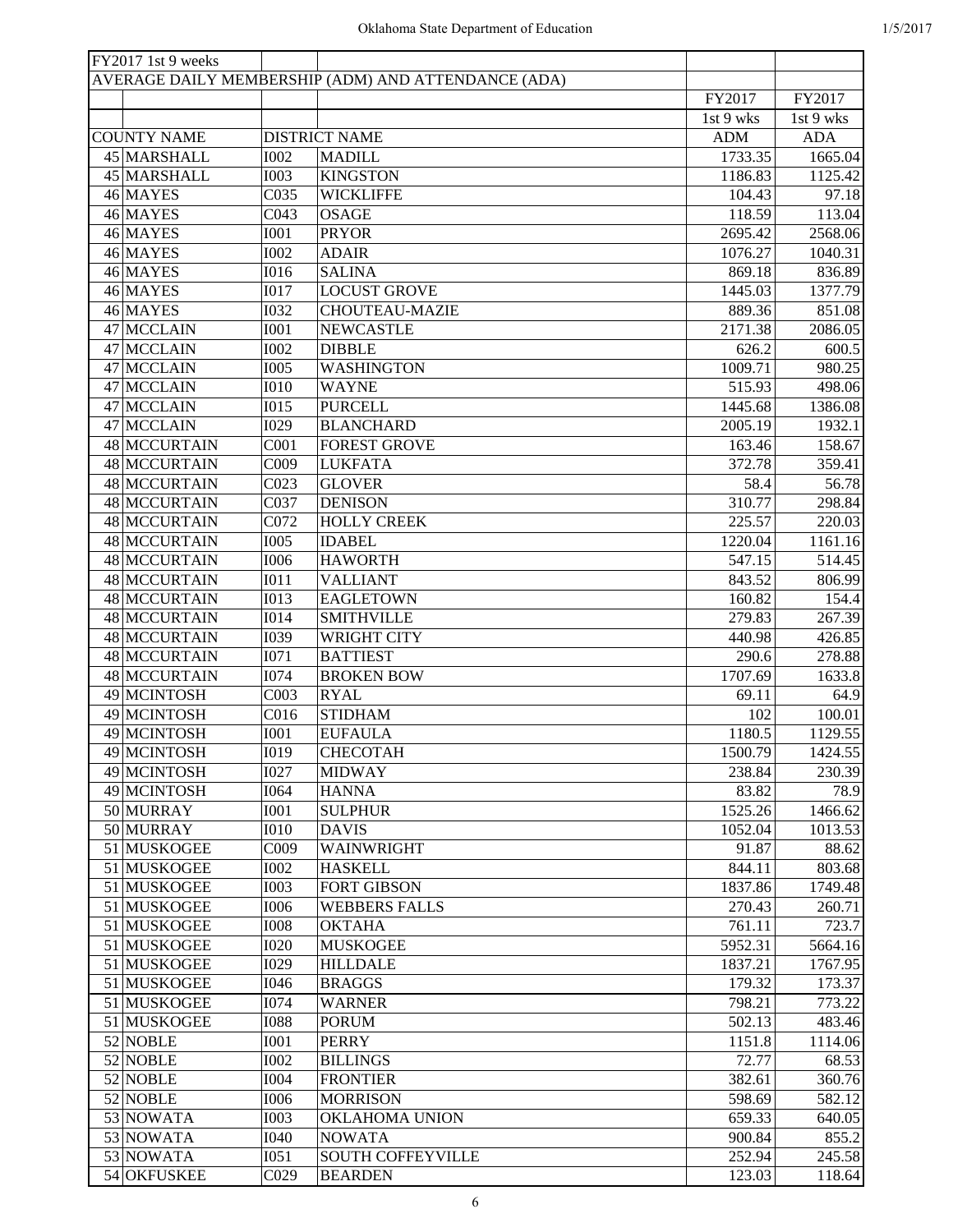| FY2017 1st 9 weeks | | | | |
|---|---|---|---|---|
| AVERAGE DAILY MEMBERSHIP (ADM) AND ATTENDANCE (ADA) | | | | |
| | | | FY2017 | FY2017 |
| | | | 1st 9 wks | 1st 9 wks |
| COUNTY NAME | | DISTRICT NAME | ADM | ADA |
| 45 MARSHALL | I002 | MADILL | 1733.35 | 1665.04 |
| 45 MARSHALL | I003 | KINGSTON | 1186.83 | 1125.42 |
| 46 MAYES | C035 | WICKLIFFE | 104.43 | 97.18 |
| 46 MAYES | C043 | OSAGE | 118.59 | 113.04 |
| 46 MAYES | I001 | PRYOR | 2695.42 | 2568.06 |
| 46 MAYES | I002 | ADAIR | 1076.27 | 1040.31 |
| 46 MAYES | I016 | SALINA | 869.18 | 836.89 |
| 46 MAYES | I017 | LOCUST GROVE | 1445.03 | 1377.79 |
| 46 MAYES | I032 | CHOUTEAU-MAZIE | 889.36 | 851.08 |
| 47 MCCLAIN | I001 | NEWCASTLE | 2171.38 | 2086.05 |
| 47 MCCLAIN | I002 | DIBBLE | 626.2 | 600.5 |
| 47 MCCLAIN | I005 | WASHINGTON | 1009.71 | 980.25 |
| 47 MCCLAIN | I010 | WAYNE | 515.93 | 498.06 |
| 47 MCCLAIN | I015 | PURCELL | 1445.68 | 1386.08 |
| 47 MCCLAIN | I029 | BLANCHARD | 2005.19 | 1932.1 |
| 48 MCCURTAIN | C001 | FOREST GROVE | 163.46 | 158.67 |
| 48 MCCURTAIN | C009 | LUKFATA | 372.78 | 359.41 |
| 48 MCCURTAIN | C023 | GLOVER | 58.4 | 56.78 |
| 48 MCCURTAIN | C037 | DENISON | 310.77 | 298.84 |
| 48 MCCURTAIN | C072 | HOLLY CREEK | 225.57 | 220.03 |
| 48 MCCURTAIN | I005 | IDABEL | 1220.04 | 1161.16 |
| 48 MCCURTAIN | I006 | HAWORTH | 547.15 | 514.45 |
| 48 MCCURTAIN | I011 | VALLIANT | 843.52 | 806.99 |
| 48 MCCURTAIN | I013 | EAGLETOWN | 160.82 | 154.4 |
| 48 MCCURTAIN | I014 | SMITHVILLE | 279.83 | 267.39 |
| 48 MCCURTAIN | I039 | WRIGHT CITY | 440.98 | 426.85 |
| 48 MCCURTAIN | I071 | BATTIEST | 290.6 | 278.88 |
| 48 MCCURTAIN | I074 | BROKEN BOW | 1707.69 | 1633.8 |
| 49 MCINTOSH | C003 | RYAL | 69.11 | 64.9 |
| 49 MCINTOSH | C016 | STIDHAM | 102 | 100.01 |
| 49 MCINTOSH | I001 | EUFAULA | 1180.5 | 1129.55 |
| 49 MCINTOSH | I019 | CHECOTAH | 1500.79 | 1424.55 |
| 49 MCINTOSH | I027 | MIDWAY | 238.84 | 230.39 |
| 49 MCINTOSH | I064 | HANNA | 83.82 | 78.9 |
| 50 MURRAY | I001 | SULPHUR | 1525.26 | 1466.62 |
| 50 MURRAY | I010 | DAVIS | 1052.04 | 1013.53 |
| 51 MUSKOGEE | C009 | WAINWRIGHT | 91.87 | 88.62 |
| 51 MUSKOGEE | I002 | HASKELL | 844.11 | 803.68 |
| 51 MUSKOGEE | I003 | FORT GIBSON | 1837.86 | 1749.48 |
| 51 MUSKOGEE | I006 | WEBBERS FALLS | 270.43 | 260.71 |
| 51 MUSKOGEE | I008 | OKTAHA | 761.11 | 723.7 |
| 51 MUSKOGEE | I020 | MUSKOGEE | 5952.31 | 5664.16 |
| 51 MUSKOGEE | I029 | HILLDALE | 1837.21 | 1767.95 |
| 51 MUSKOGEE | I046 | BRAGGS | 179.32 | 173.37 |
| 51 MUSKOGEE | I074 | WARNER | 798.21 | 773.22 |
| 51 MUSKOGEE | I088 | PORUM | 502.13 | 483.46 |
| 52 NOBLE | I001 | PERRY | 1151.8 | 1114.06 |
| 52 NOBLE | I002 | BILLINGS | 72.77 | 68.53 |
| 52 NOBLE | I004 | FRONTIER | 382.61 | 360.76 |
| 52 NOBLE | I006 | MORRISON | 598.69 | 582.12 |
| 53 NOWATA | I003 | OKLAHOMA UNION | 659.33 | 640.05 |
| 53 NOWATA | I040 | NOWATA | 900.84 | 855.2 |
| 53 NOWATA | I051 | SOUTH COFFEYVILLE | 252.94 | 245.58 |
| 54 OKFUSKEE | C029 | BEARDEN | 123.03 | 118.64 |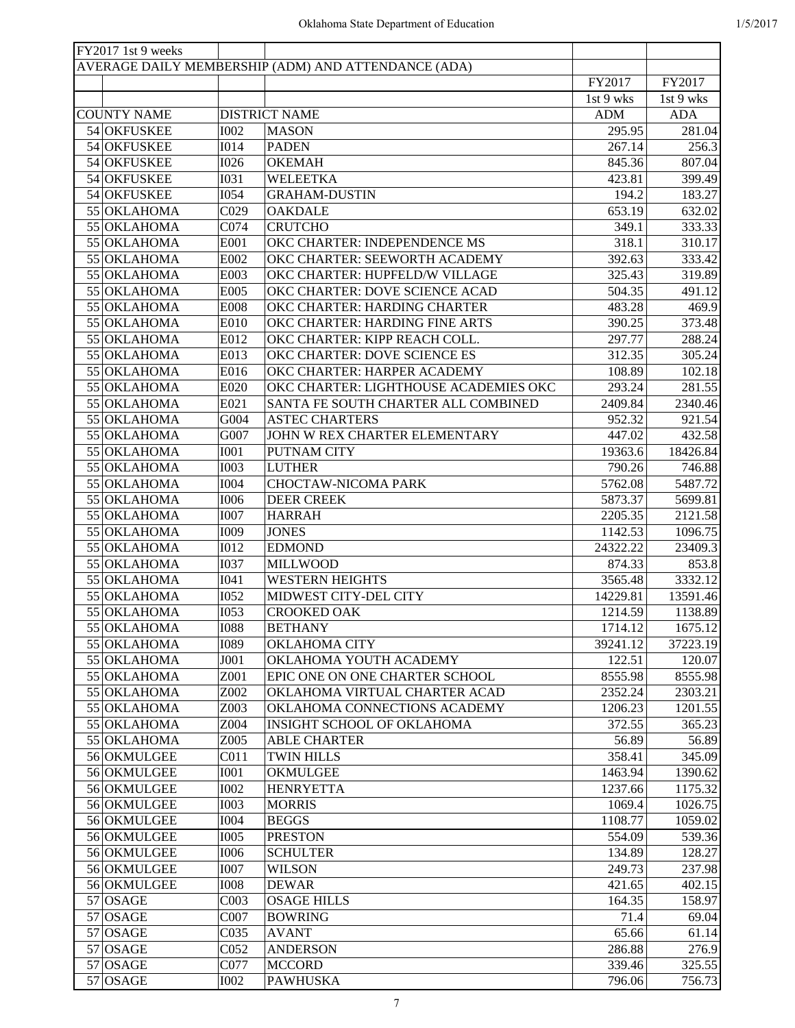| FY2017 1st 9 weeks | | | | | |
|---|---|---|---|---|---|
| AVERAGE DAILY MEMBERSHIP (ADM) AND ATTENDANCE (ADA) | | | | | |
| | | | | FY2017 | FY2017 |
| | | | | 1st 9 wks | 1st 9 wks |
| | COUNTY NAME | | DISTRICT NAME | ADM | ADA |
| 54 | OKFUSKEE | I002 | MASON | 295.95 | 281.04 |
| 54 | OKFUSKEE | I014 | PADEN | 267.14 | 256.3 |
| 54 | OKFUSKEE | I026 | OKEMAH | 845.36 | 807.04 |
| 54 | OKFUSKEE | I031 | WELEETKA | 423.81 | 399.49 |
| 54 | OKFUSKEE | I054 | GRAHAM-DUSTIN | 194.2 | 183.27 |
| 55 | OKLAHOMA | C029 | OAKDALE | 653.19 | 632.02 |
| 55 | OKLAHOMA | C074 | CRUTCHO | 349.1 | 333.33 |
| 55 | OKLAHOMA | E001 | OKC CHARTER: INDEPENDENCE MS | 318.1 | 310.17 |
| 55 | OKLAHOMA | E002 | OKC CHARTER: SEEWORTH ACADEMY | 392.63 | 333.42 |
| 55 | OKLAHOMA | E003 | OKC CHARTER: HUPFELD/W VILLAGE | 325.43 | 319.89 |
| 55 | OKLAHOMA | E005 | OKC CHARTER: DOVE SCIENCE ACAD | 504.35 | 491.12 |
| 55 | OKLAHOMA | E008 | OKC CHARTER: HARDING CHARTER | 483.28 | 469.9 |
| 55 | OKLAHOMA | E010 | OKC CHARTER: HARDING FINE ARTS | 390.25 | 373.48 |
| 55 | OKLAHOMA | E012 | OKC CHARTER: KIPP REACH COLL. | 297.77 | 288.24 |
| 55 | OKLAHOMA | E013 | OKC CHARTER: DOVE SCIENCE ES | 312.35 | 305.24 |
| 55 | OKLAHOMA | E016 | OKC CHARTER: HARPER ACADEMY | 108.89 | 102.18 |
| 55 | OKLAHOMA | E020 | OKC CHARTER: LIGHTHOUSE ACADEMIES OKC | 293.24 | 281.55 |
| 55 | OKLAHOMA | E021 | SANTA FE SOUTH CHARTER ALL COMBINED | 2409.84 | 2340.46 |
| 55 | OKLAHOMA | G004 | ASTEC CHARTERS | 952.32 | 921.54 |
| 55 | OKLAHOMA | G007 | JOHN W REX CHARTER ELEMENTARY | 447.02 | 432.58 |
| 55 | OKLAHOMA | I001 | PUTNAM CITY | 19363.6 | 18426.84 |
| 55 | OKLAHOMA | I003 | LUTHER | 790.26 | 746.88 |
| 55 | OKLAHOMA | I004 | CHOCTAW-NICOMA PARK | 5762.08 | 5487.72 |
| 55 | OKLAHOMA | I006 | DEER CREEK | 5873.37 | 5699.81 |
| 55 | OKLAHOMA | I007 | HARRAH | 2205.35 | 2121.58 |
| 55 | OKLAHOMA | I009 | JONES | 1142.53 | 1096.75 |
| 55 | OKLAHOMA | I012 | EDMOND | 24322.22 | 23409.3 |
| 55 | OKLAHOMA | I037 | MILLWOOD | 874.33 | 853.8 |
| 55 | OKLAHOMA | I041 | WESTERN HEIGHTS | 3565.48 | 3332.12 |
| 55 | OKLAHOMA | I052 | MIDWEST CITY-DEL CITY | 14229.81 | 13591.46 |
| 55 | OKLAHOMA | I053 | CROOKED OAK | 1214.59 | 1138.89 |
| 55 | OKLAHOMA | I088 | BETHANY | 1714.12 | 1675.12 |
| 55 | OKLAHOMA | I089 | OKLAHOMA CITY | 39241.12 | 37223.19 |
| 55 | OKLAHOMA | J001 | OKLAHOMA YOUTH ACADEMY | 122.51 | 120.07 |
| 55 | OKLAHOMA | Z001 | EPIC ONE ON ONE CHARTER SCHOOL | 8555.98 | 8555.98 |
| 55 | OKLAHOMA | Z002 | OKLAHOMA VIRTUAL CHARTER ACAD | 2352.24 | 2303.21 |
| 55 | OKLAHOMA | Z003 | OKLAHOMA CONNECTIONS ACADEMY | 1206.23 | 1201.55 |
| 55 | OKLAHOMA | Z004 | INSIGHT SCHOOL OF OKLAHOMA | 372.55 | 365.23 |
| 55 | OKLAHOMA | Z005 | ABLE CHARTER | 56.89 | 56.89 |
| 56 | OKMULGEE | C011 | TWIN HILLS | 358.41 | 345.09 |
| 56 | OKMULGEE | I001 | OKMULGEE | 1463.94 | 1390.62 |
| 56 | OKMULGEE | I002 | HENRYETTA | 1237.66 | 1175.32 |
| 56 | OKMULGEE | I003 | MORRIS | 1069.4 | 1026.75 |
| 56 | OKMULGEE | I004 | BEGGS | 1108.77 | 1059.02 |
| 56 | OKMULGEE | I005 | PRESTON | 554.09 | 539.36 |
| 56 | OKMULGEE | I006 | SCHULTER | 134.89 | 128.27 |
| 56 | OKMULGEE | I007 | WILSON | 249.73 | 237.98 |
| 56 | OKMULGEE | I008 | DEWAR | 421.65 | 402.15 |
| 57 | OSAGE | C003 | OSAGE HILLS | 164.35 | 158.97 |
| 57 | OSAGE | C007 | BOWRING | 71.4 | 69.04 |
| 57 | OSAGE | C035 | AVANT | 65.66 | 61.14 |
| 57 | OSAGE | C052 | ANDERSON | 286.88 | 276.9 |
| 57 | OSAGE | C077 | MCCORD | 339.46 | 325.55 |
| 57 | OSAGE | I002 | PAWHUSKA | 796.06 | 756.73 |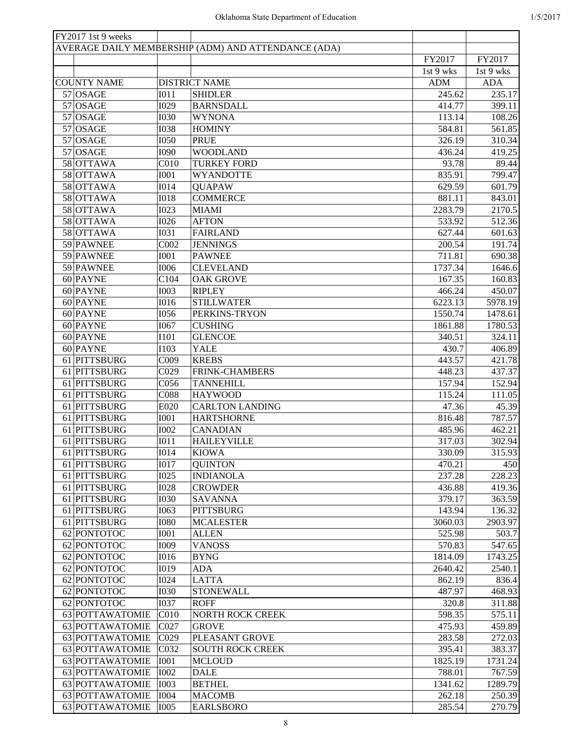FY2017 1st 9 weeks

AVERAGE DAILY MEMBERSHIP (ADM) AND ATTENDANCE (ADA)

| | COUNTY NAME | | DISTRICT NAME | FY2017 1st 9 wks ADM | FY2017 1st 9 wks ADA |
|---|---|---|---|---|---|
| 57 | OSAGE | I011 | SHIDLER | 245.62 | 235.17 |
| 57 | OSAGE | I029 | BARNSDALL | 414.77 | 399.11 |
| 57 | OSAGE | I030 | WYNONA | 113.14 | 108.26 |
| 57 | OSAGE | I038 | HOMINY | 584.81 | 561.85 |
| 57 | OSAGE | I050 | PRUE | 326.19 | 310.34 |
| 57 | OSAGE | I090 | WOODLAND | 436.24 | 419.25 |
| 58 | OTTAWA | C010 | TURKEY FORD | 93.78 | 89.44 |
| 58 | OTTAWA | I001 | WYANDOTTE | 835.91 | 799.47 |
| 58 | OTTAWA | I014 | QUAPAW | 629.59 | 601.79 |
| 58 | OTTAWA | I018 | COMMERCE | 881.11 | 843.01 |
| 58 | OTTAWA | I023 | MIAMI | 2283.79 | 2170.5 |
| 58 | OTTAWA | I026 | AFTON | 533.92 | 512.36 |
| 58 | OTTAWA | I031 | FAIRLAND | 627.44 | 601.63 |
| 59 | PAWNEE | C002 | JENNINGS | 200.54 | 191.74 |
| 59 | PAWNEE | I001 | PAWNEE | 711.81 | 690.38 |
| 59 | PAWNEE | I006 | CLEVELAND | 1737.34 | 1646.6 |
| 60 | PAYNE | C104 | OAK GROVE | 167.35 | 160.83 |
| 60 | PAYNE | I003 | RIPLEY | 466.24 | 450.07 |
| 60 | PAYNE | I016 | STILLWATER | 6223.13 | 5978.19 |
| 60 | PAYNE | I056 | PERKINS-TRYON | 1550.74 | 1478.61 |
| 60 | PAYNE | I067 | CUSHING | 1861.88 | 1780.53 |
| 60 | PAYNE | I101 | GLENCOE | 340.51 | 324.11 |
| 60 | PAYNE | I103 | YALE | 430.7 | 406.89 |
| 61 | PITTSBURG | C009 | KREBS | 443.57 | 421.78 |
| 61 | PITTSBURG | C029 | FRINK-CHAMBERS | 448.23 | 437.37 |
| 61 | PITTSBURG | C056 | TANNEHILL | 157.94 | 152.94 |
| 61 | PITTSBURG | C088 | HAYWOOD | 115.24 | 111.05 |
| 61 | PITTSBURG | E020 | CARLTON LANDING | 47.36 | 45.39 |
| 61 | PITTSBURG | I001 | HARTSHORNE | 816.48 | 787.57 |
| 61 | PITTSBURG | I002 | CANADIAN | 485.96 | 462.21 |
| 61 | PITTSBURG | I011 | HAILEYVILLE | 317.03 | 302.94 |
| 61 | PITTSBURG | I014 | KIOWA | 330.09 | 315.93 |
| 61 | PITTSBURG | I017 | QUINTON | 470.21 | 450 |
| 61 | PITTSBURG | I025 | INDIANOLA | 237.28 | 228.23 |
| 61 | PITTSBURG | I028 | CROWDER | 436.88 | 419.36 |
| 61 | PITTSBURG | I030 | SAVANNA | 379.17 | 363.59 |
| 61 | PITTSBURG | I063 | PITTSBURG | 143.94 | 136.32 |
| 61 | PITTSBURG | I080 | MCALESTER | 3060.03 | 2903.97 |
| 62 | PONTOTOC | I001 | ALLEN | 525.98 | 503.7 |
| 62 | PONTOTOC | I009 | VANOSS | 570.83 | 547.65 |
| 62 | PONTOTOC | I016 | BYNG | 1814.09 | 1743.25 |
| 62 | PONTOTOC | I019 | ADA | 2640.42 | 2540.1 |
| 62 | PONTOTOC | I024 | LATTA | 862.19 | 836.4 |
| 62 | PONTOTOC | I030 | STONEWALL | 487.97 | 468.93 |
| 62 | PONTOTOC | I037 | ROFF | 320.8 | 311.88 |
| 63 | POTTAWATOMIE | C010 | NORTH ROCK CREEK | 598.35 | 575.11 |
| 63 | POTTAWATOMIE | C027 | GROVE | 475.93 | 459.89 |
| 63 | POTTAWATOMIE | C029 | PLEASANT GROVE | 283.58 | 272.03 |
| 63 | POTTAWATOMIE | C032 | SOUTH ROCK CREEK | 395.41 | 383.37 |
| 63 | POTTAWATOMIE | I001 | MCLOUD | 1825.19 | 1731.24 |
| 63 | POTTAWATOMIE | I002 | DALE | 788.01 | 767.59 |
| 63 | POTTAWATOMIE | I003 | BETHEL | 1341.62 | 1289.79 |
| 63 | POTTAWATOMIE | I004 | MACOMB | 262.18 | 250.39 |
| 63 | POTTAWATOMIE | I005 | EARLSBORO | 285.54 | 270.79 |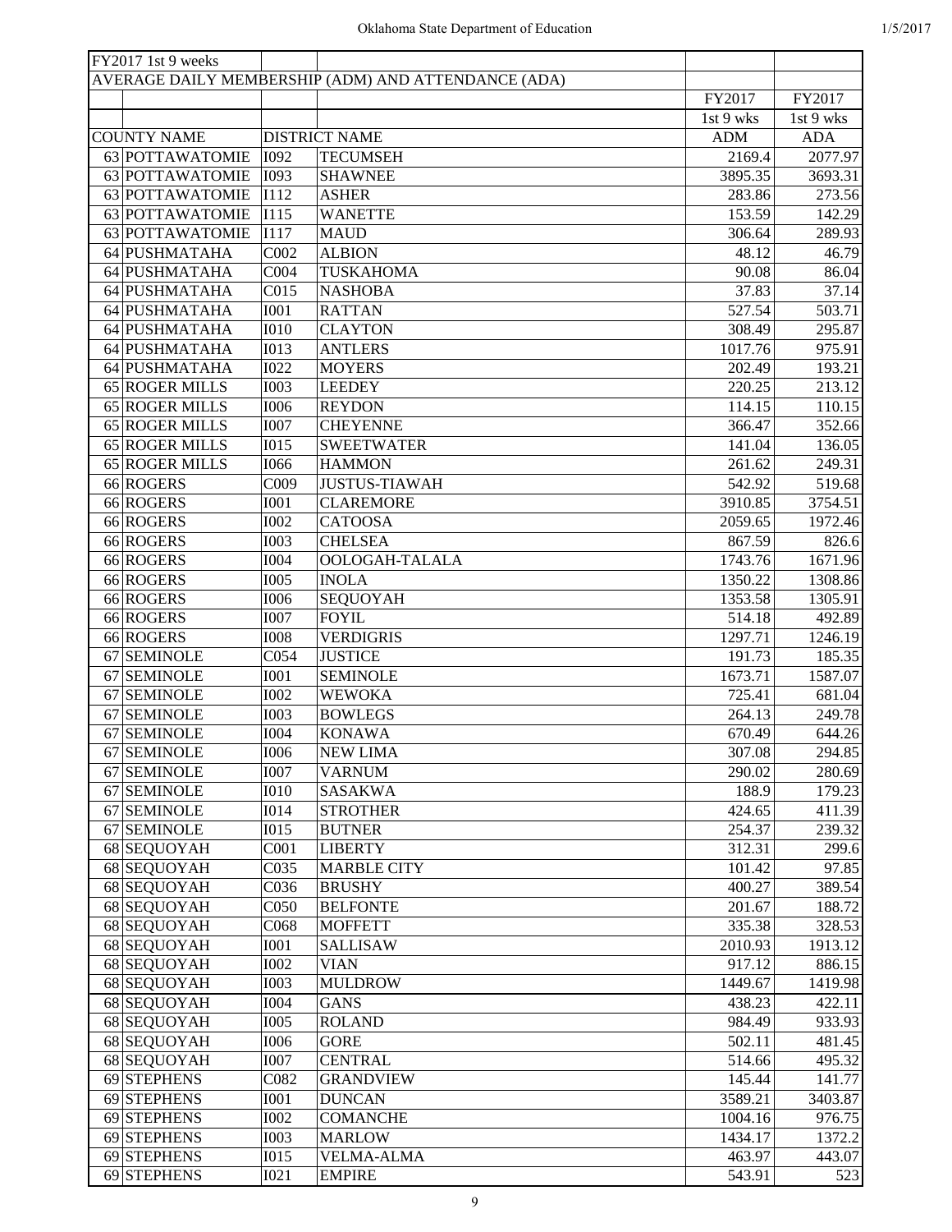| FY2017 1st 9 weeks | | | | |
|---|---|---|---|---|
| AVERAGE DAILY MEMBERSHIP (ADM) AND ATTENDANCE (ADA) | | | | |
| | | | FY2017 | FY2017 |
| | | | 1st 9 wks | 1st 9 wks |
| COUNTY NAME | | DISTRICT NAME | ADM | ADA |
| 63 POTTAWATOMIE | I092 | TECUMSEH | 2169.4 | 2077.97 |
| 63 POTTAWATOMIE | I093 | SHAWNEE | 3895.35 | 3693.31 |
| 63 POTTAWATOMIE | I112 | ASHER | 283.86 | 273.56 |
| 63 POTTAWATOMIE | I115 | WANETTE | 153.59 | 142.29 |
| 63 POTTAWATOMIE | I117 | MAUD | 306.64 | 289.93 |
| 64 PUSHMATAHA | C002 | ALBION | 48.12 | 46.79 |
| 64 PUSHMATAHA | C004 | TUSKAHOMA | 90.08 | 86.04 |
| 64 PUSHMATAHA | C015 | NASHOBA | 37.83 | 37.14 |
| 64 PUSHMATAHA | I001 | RATTAN | 527.54 | 503.71 |
| 64 PUSHMATAHA | I010 | CLAYTON | 308.49 | 295.87 |
| 64 PUSHMATAHA | I013 | ANTLERS | 1017.76 | 975.91 |
| 64 PUSHMATAHA | I022 | MOYERS | 202.49 | 193.21 |
| 65 ROGER MILLS | I003 | LEEDEY | 220.25 | 213.12 |
| 65 ROGER MILLS | I006 | REYDON | 114.15 | 110.15 |
| 65 ROGER MILLS | I007 | CHEYENNE | 366.47 | 352.66 |
| 65 ROGER MILLS | I015 | SWEETWATER | 141.04 | 136.05 |
| 65 ROGER MILLS | I066 | HAMMON | 261.62 | 249.31 |
| 66 ROGERS | C009 | JUSTUS-TIAWAH | 542.92 | 519.68 |
| 66 ROGERS | I001 | CLAREMORE | 3910.85 | 3754.51 |
| 66 ROGERS | I002 | CATOOSA | 2059.65 | 1972.46 |
| 66 ROGERS | I003 | CHELSEA | 867.59 | 826.6 |
| 66 ROGERS | I004 | OOLOGAH-TALALA | 1743.76 | 1671.96 |
| 66 ROGERS | I005 | INOLA | 1350.22 | 1308.86 |
| 66 ROGERS | I006 | SEQUOYAH | 1353.58 | 1305.91 |
| 66 ROGERS | I007 | FOYIL | 514.18 | 492.89 |
| 66 ROGERS | I008 | VERDIGRIS | 1297.71 | 1246.19 |
| 67 SEMINOLE | C054 | JUSTICE | 191.73 | 185.35 |
| 67 SEMINOLE | I001 | SEMINOLE | 1673.71 | 1587.07 |
| 67 SEMINOLE | I002 | WEWOKA | 725.41 | 681.04 |
| 67 SEMINOLE | I003 | BOWLEGS | 264.13 | 249.78 |
| 67 SEMINOLE | I004 | KONAWA | 670.49 | 644.26 |
| 67 SEMINOLE | I006 | NEW LIMA | 307.08 | 294.85 |
| 67 SEMINOLE | I007 | VARNUM | 290.02 | 280.69 |
| 67 SEMINOLE | I010 | SASAKWA | 188.9 | 179.23 |
| 67 SEMINOLE | I014 | STROTHER | 424.65 | 411.39 |
| 67 SEMINOLE | I015 | BUTNER | 254.37 | 239.32 |
| 68 SEQUOYAH | C001 | LIBERTY | 312.31 | 299.6 |
| 68 SEQUOYAH | C035 | MARBLE CITY | 101.42 | 97.85 |
| 68 SEQUOYAH | C036 | BRUSHY | 400.27 | 389.54 |
| 68 SEQUOYAH | C050 | BELFONTE | 201.67 | 188.72 |
| 68 SEQUOYAH | C068 | MOFFETT | 335.38 | 328.53 |
| 68 SEQUOYAH | I001 | SALLISAW | 2010.93 | 1913.12 |
| 68 SEQUOYAH | I002 | VIAN | 917.12 | 886.15 |
| 68 SEQUOYAH | I003 | MULDROW | 1449.67 | 1419.98 |
| 68 SEQUOYAH | I004 | GANS | 438.23 | 422.11 |
| 68 SEQUOYAH | I005 | ROLAND | 984.49 | 933.93 |
| 68 SEQUOYAH | I006 | GORE | 502.11 | 481.45 |
| 68 SEQUOYAH | I007 | CENTRAL | 514.66 | 495.32 |
| 69 STEPHENS | C082 | GRANDVIEW | 145.44 | 141.77 |
| 69 STEPHENS | I001 | DUNCAN | 3589.21 | 3403.87 |
| 69 STEPHENS | I002 | COMANCHE | 1004.16 | 976.75 |
| 69 STEPHENS | I003 | MARLOW | 1434.17 | 1372.2 |
| 69 STEPHENS | I015 | VELMA-ALMA | 463.97 | 443.07 |
| 69 STEPHENS | I021 | EMPIRE | 543.91 | 523 |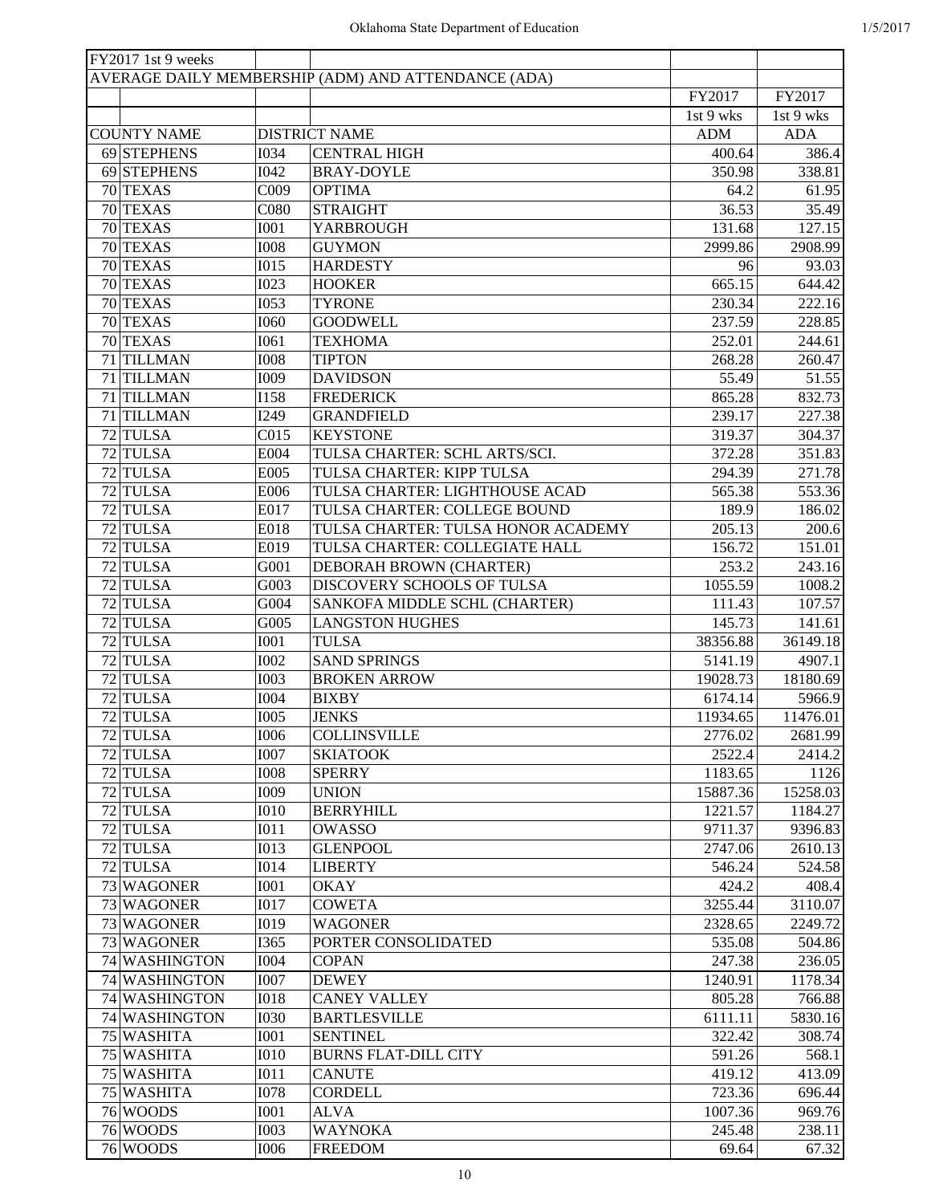| FY2017 1st 9 weeks | | | | | |
|---|---|---|---|---|---|
| AVERAGE DAILY MEMBERSHIP (ADM) AND ATTENDANCE (ADA) | | | | | |
| | | | | FY2017 | FY2017 |
| | | | | 1st 9 wks | 1st 9 wks |
| COUNTY NAME | | DISTRICT NAME | | ADM | ADA |
| 69 | STEPHENS | I034 | CENTRAL HIGH | 400.64 | 386.4 |
| 69 | STEPHENS | I042 | BRAY-DOYLE | 350.98 | 338.81 |
| 70 | TEXAS | C009 | OPTIMA | 64.2 | 61.95 |
| 70 | TEXAS | C080 | STRAIGHT | 36.53 | 35.49 |
| 70 | TEXAS | I001 | YARBROUGH | 131.68 | 127.15 |
| 70 | TEXAS | I008 | GUYMON | 2999.86 | 2908.99 |
| 70 | TEXAS | I015 | HARDESTY | 96 | 93.03 |
| 70 | TEXAS | I023 | HOOKER | 665.15 | 644.42 |
| 70 | TEXAS | I053 | TYRONE | 230.34 | 222.16 |
| 70 | TEXAS | I060 | GOODWELL | 237.59 | 228.85 |
| 70 | TEXAS | I061 | TEXHOMA | 252.01 | 244.61 |
| 71 | TILLMAN | I008 | TIPTON | 268.28 | 260.47 |
| 71 | TILLMAN | I009 | DAVIDSON | 55.49 | 51.55 |
| 71 | TILLMAN | I158 | FREDERICK | 865.28 | 832.73 |
| 71 | TILLMAN | I249 | GRANDFIELD | 239.17 | 227.38 |
| 72 | TULSA | C015 | KEYSTONE | 319.37 | 304.37 |
| 72 | TULSA | E004 | TULSA CHARTER: SCHL ARTS/SCI. | 372.28 | 351.83 |
| 72 | TULSA | E005 | TULSA CHARTER: KIPP TULSA | 294.39 | 271.78 |
| 72 | TULSA | E006 | TULSA CHARTER: LIGHTHOUSE ACAD | 565.38 | 553.36 |
| 72 | TULSA | E017 | TULSA CHARTER: COLLEGE BOUND | 189.9 | 186.02 |
| 72 | TULSA | E018 | TULSA CHARTER: TULSA HONOR ACADEMY | 205.13 | 200.6 |
| 72 | TULSA | E019 | TULSA CHARTER: COLLEGIATE HALL | 156.72 | 151.01 |
| 72 | TULSA | G001 | DEBORAH BROWN (CHARTER) | 253.2 | 243.16 |
| 72 | TULSA | G003 | DISCOVERY SCHOOLS OF TULSA | 1055.59 | 1008.2 |
| 72 | TULSA | G004 | SANKOFA MIDDLE SCHL (CHARTER) | 111.43 | 107.57 |
| 72 | TULSA | G005 | LANGSTON HUGHES | 145.73 | 141.61 |
| 72 | TULSA | I001 | TULSA | 38356.88 | 36149.18 |
| 72 | TULSA | I002 | SAND SPRINGS | 5141.19 | 4907.1 |
| 72 | TULSA | I003 | BROKEN ARROW | 19028.73 | 18180.69 |
| 72 | TULSA | I004 | BIXBY | 6174.14 | 5966.9 |
| 72 | TULSA | I005 | JENKS | 11934.65 | 11476.01 |
| 72 | TULSA | I006 | COLLINSVILLE | 2776.02 | 2681.99 |
| 72 | TULSA | I007 | SKIATOOK | 2522.4 | 2414.2 |
| 72 | TULSA | I008 | SPERRY | 1183.65 | 1126 |
| 72 | TULSA | I009 | UNION | 15887.36 | 15258.03 |
| 72 | TULSA | I010 | BERRYHILL | 1221.57 | 1184.27 |
| 72 | TULSA | I011 | OWASSO | 9711.37 | 9396.83 |
| 72 | TULSA | I013 | GLENPOOL | 2747.06 | 2610.13 |
| 72 | TULSA | I014 | LIBERTY | 546.24 | 524.58 |
| 73 | WAGONER | I001 | OKAY | 424.2 | 408.4 |
| 73 | WAGONER | I017 | COWETA | 3255.44 | 3110.07 |
| 73 | WAGONER | I019 | WAGONER | 2328.65 | 2249.72 |
| 73 | WAGONER | I365 | PORTER CONSOLIDATED | 535.08 | 504.86 |
| 74 | WASHINGTON | I004 | COPAN | 247.38 | 236.05 |
| 74 | WASHINGTON | I007 | DEWEY | 1240.91 | 1178.34 |
| 74 | WASHINGTON | I018 | CANEY VALLEY | 805.28 | 766.88 |
| 74 | WASHINGTON | I030 | BARTLESVILLE | 6111.11 | 5830.16 |
| 75 | WASHITA | I001 | SENTINEL | 322.42 | 308.74 |
| 75 | WASHITA | I010 | BURNS FLAT-DILL CITY | 591.26 | 568.1 |
| 75 | WASHITA | I011 | CANUTE | 419.12 | 413.09 |
| 75 | WASHITA | I078 | CORDELL | 723.36 | 696.44 |
| 76 | WOODS | I001 | ALVA | 1007.36 | 969.76 |
| 76 | WOODS | I003 | WAYNOKA | 245.48 | 238.11 |
| 76 | WOODS | I006 | FREEDOM | 69.64 | 67.32 |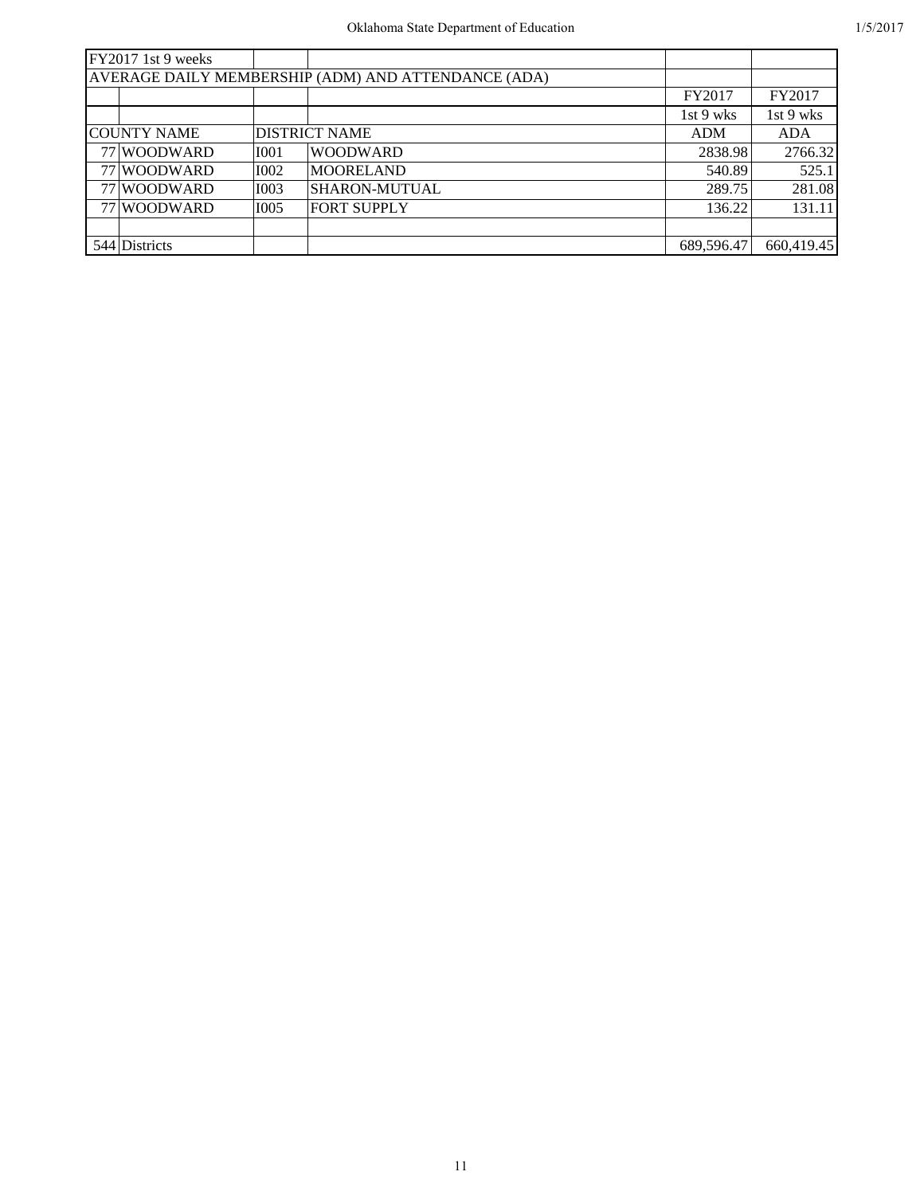| | | | | | |
|---|---|---|---|---|---|
| FY2017 1st 9 weeks | | | | | |
| AVERAGE DAILY MEMBERSHIP (ADM) AND ATTENDANCE (ADA) | | | | | |
| | | | | FY2017 | FY2017 |
| | | | | 1st 9 wks | 1st 9 wks |
| COUNTY NAME | | DISTRICT NAME | | ADM | ADA |
| 77 | WOODWARD | I001 | WOODWARD | 2838.98 | 2766.32 |
| 77 | WOODWARD | I002 | MOORELAND | 540.89 | 525.1 |
| 77 | WOODWARD | I003 | SHARON-MUTUAL | 289.75 | 281.08 |
| 77 | WOODWARD | I005 | FORT SUPPLY | 136.22 | 131.11 |
| | | | | | |
| 544 | Districts | | | 689,596.47 | 660,419.45 |